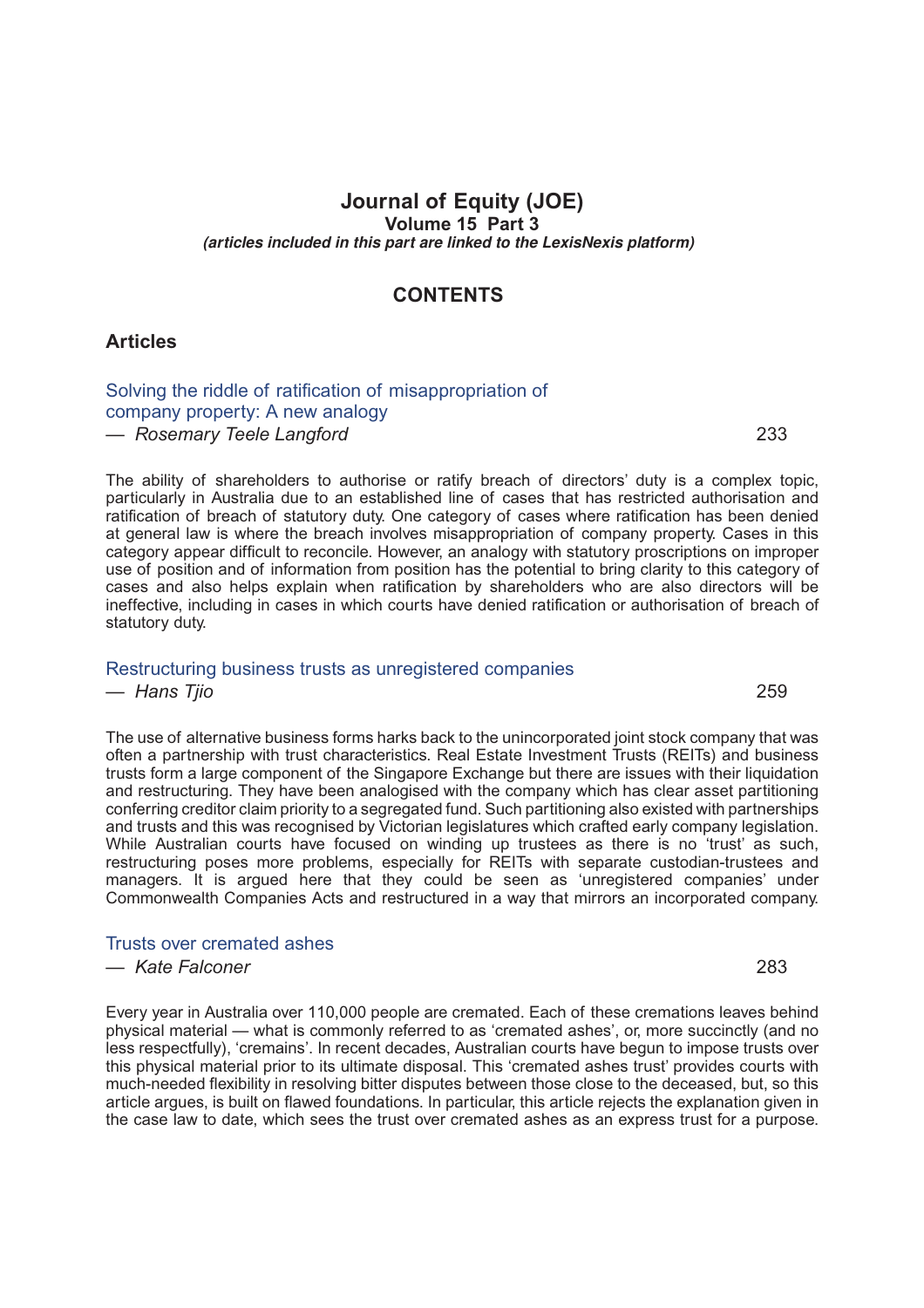# Journal of Equity (JOE)

**Volume 15 Part 3**

***(articles included in this part are linked to the LexisNexis platform)***

## CONTENTS

### Articles

Solving the riddle of ratification of misappropriation of company property: A new analogy
— *Rosemary Teele Langford* 233

The ability of shareholders to authorise or ratify breach of directors' duty is a complex topic, particularly in Australia due to an established line of cases that has restricted authorisation and ratification of breach of statutory duty. One category of cases where ratification has been denied at general law is where the breach involves misappropriation of company property. Cases in this category appear difficult to reconcile. However, an analogy with statutory proscriptions on improper use of position and of information from position has the potential to bring clarity to this category of cases and also helps explain when ratification by shareholders who are also directors will be ineffective, including in cases in which courts have denied ratification or authorisation of breach of statutory duty.

Restructuring business trusts as unregistered companies
— *Hans Tjio* 259

The use of alternative business forms harks back to the unincorporated joint stock company that was often a partnership with trust characteristics. Real Estate Investment Trusts (REITs) and business trusts form a large component of the Singapore Exchange but there are issues with their liquidation and restructuring. They have been analogised with the company which has clear asset partitioning conferring creditor claim priority to a segregated fund. Such partitioning also existed with partnerships and trusts and this was recognised by Victorian legislatures which crafted early company legislation. While Australian courts have focused on winding up trustees as there is no 'trust' as such, restructuring poses more problems, especially for REITs with separate custodian-trustees and managers. It is argued here that they could be seen as 'unregistered companies' under Commonwealth Companies Acts and restructured in a way that mirrors an incorporated company.

Trusts over cremated ashes
— *Kate Falconer* 283

Every year in Australia over 110,000 people are cremated. Each of these cremations leaves behind physical material — what is commonly referred to as 'cremated ashes', or, more succinctly (and no less respectfully), 'cremains'. In recent decades, Australian courts have begun to impose trusts over this physical material prior to its ultimate disposal. This 'cremated ashes trust' provides courts with much-needed flexibility in resolving bitter disputes between those close to the deceased, but, so this article argues, is built on flawed foundations. In particular, this article rejects the explanation given in the case law to date, which sees the trust over cremated ashes as an express trust for a purpose.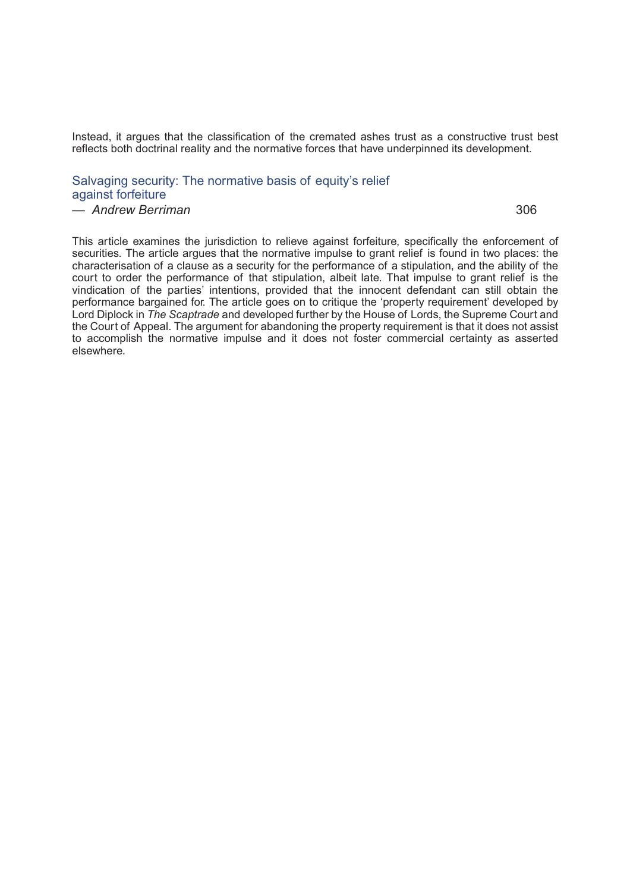Instead, it argues that the classification of the cremated ashes trust as a constructive trust best reflects both doctrinal reality and the normative forces that have underpinned its development.

## Salvaging security: The normative basis of equity's relief against forfeiture

— *Andrew Berriman* 306

This article examines the jurisdiction to relieve against forfeiture, specifically the enforcement of securities. The article argues that the normative impulse to grant relief is found in two places: the characterisation of a clause as a security for the performance of a stipulation, and the ability of the court to order the performance of that stipulation, albeit late. That impulse to grant relief is the vindication of the parties' intentions, provided that the innocent defendant can still obtain the performance bargained for. The article goes on to critique the 'property requirement' developed by Lord Diplock in *The Scaptrade* and developed further by the House of Lords, the Supreme Court and the Court of Appeal. The argument for abandoning the property requirement is that it does not assist to accomplish the normative impulse and it does not foster commercial certainty as asserted elsewhere.